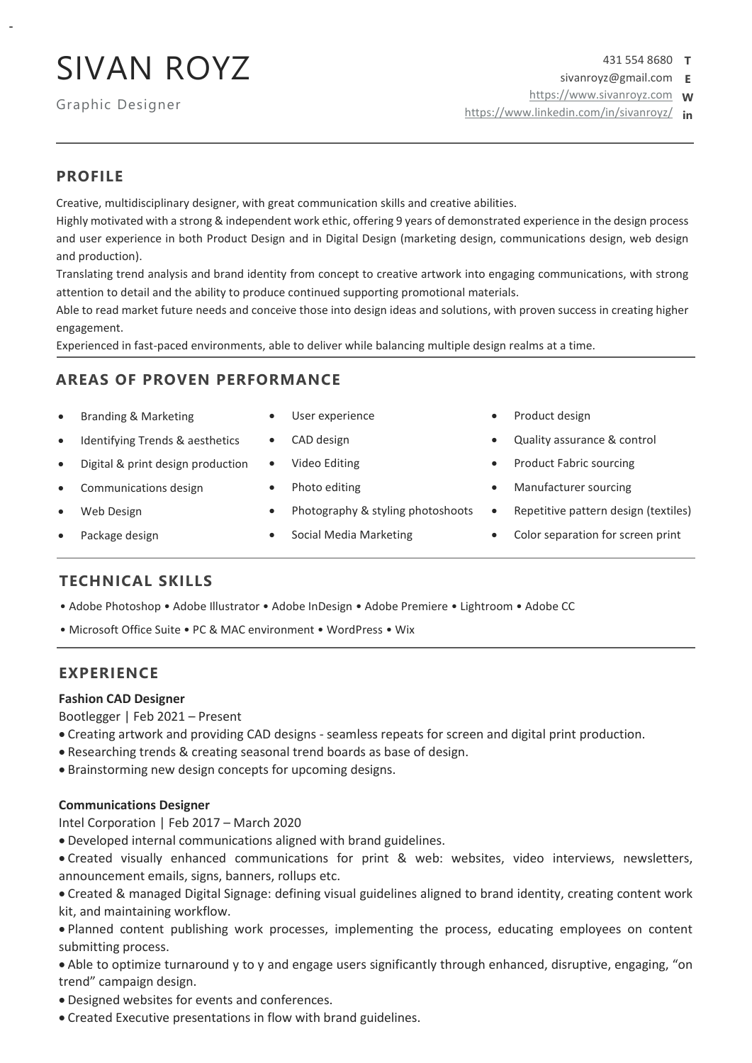# SIVAN ROYZ

Graphic Designer

431 554 8680 **T**
sivanroyz@gmail.com **E**
https://www.sivanroyz.com **W**
https://www.linkedin.com/in/sivanroyz/ **in**

## PROFILE

Creative, multidisciplinary designer, with great communication skills and creative abilities.
Highly motivated with a strong & independent work ethic, offering 9 years of demonstrated experience in the design process and user experience in both Product Design and in Digital Design (marketing design, communications design, web design and production).
Translating trend analysis and brand identity from concept to creative artwork into engaging communications, with strong attention to detail and the ability to produce continued supporting promotional materials.
Able to read market future needs and conceive those into design ideas and solutions, with proven success in creating higher engagement.
Experienced in fast-paced environments, able to deliver while balancing multiple design realms at a time.

## AREAS OF PROVEN PERFORMANCE

- Branding & Marketing
- Identifying Trends & aesthetics
- Digital & print design production
- Communications design
- Web Design
- Package design
- User experience
- CAD design
- Video Editing
- Photo editing
- Photography & styling photoshoots
- Social Media Marketing
- Product design
- Quality assurance & control
- Product Fabric sourcing
- Manufacturer sourcing
- Repetitive pattern design (textiles)
- Color separation for screen print

## TECHNICAL SKILLS

• Adobe Photoshop • Adobe Illustrator • Adobe InDesign • Adobe Premiere • Lightroom • Adobe CC
• Microsoft Office Suite • PC & MAC environment • WordPress • Wix

## EXPERIENCE

**Fashion CAD Designer**
Bootlegger | Feb 2021 – Present

- Creating artwork and providing CAD designs - seamless repeats for screen and digital print production.
- Researching trends & creating seasonal trend boards as base of design.
- Brainstorming new design concepts for upcoming designs.

**Communications Designer**
Intel Corporation | Feb 2017 – March 2020

- Developed internal communications aligned with brand guidelines.
- Created visually enhanced communications for print & web: websites, video interviews, newsletters, announcement emails, signs, banners, rollups etc.
- Created & managed Digital Signage: defining visual guidelines aligned to brand identity, creating content work kit, and maintaining workflow.
- Planned content publishing work processes, implementing the process, educating employees on content submitting process.
- Able to optimize turnaround y to y and engage users significantly through enhanced, disruptive, engaging, "on trend" campaign design.
- Designed websites for events and conferences.
- Created Executive presentations in flow with brand guidelines.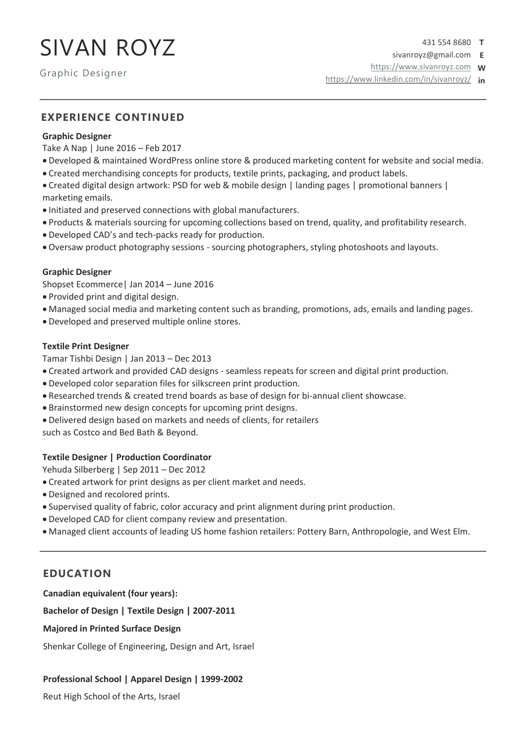# SIVAN ROYZ

Graphic Designer

431 554 8680 **T**
sivanroyz@gmail.com **E**
https://www.sivanroyz.com **W**
https://www.linkedin.com/in/sivanroyz/ **in**

## EXPERIENCE CONTINUED

**Graphic Designer**
Take A Nap | June 2016 – Feb 2017

- Developed & maintained WordPress online store & produced marketing content for website and social media.
- Created merchandising concepts for products, textile prints, packaging, and product labels.
- Created digital design artwork: PSD for web & mobile design | landing pages | promotional banners | marketing emails.
- Initiated and preserved connections with global manufacturers.
- Products & materials sourcing for upcoming collections based on trend, quality, and profitability research.
- Developed CAD's and tech-packs ready for production.
- Oversaw product photography sessions - sourcing photographers, styling photoshoots and layouts.

**Graphic Designer**
Shopset Ecommerce| Jan 2014 – June 2016

- Provided print and digital design.
- Managed social media and marketing content such as branding, promotions, ads, emails and landing pages.
- Developed and preserved multiple online stores.

**Textile Print Designer**
Tamar Tishbi Design | Jan 2013 – Dec 2013

- Created artwork and provided CAD designs - seamless repeats for screen and digital print production.
- Developed color separation files for silkscreen print production.
- Researched trends & created trend boards as base of design for bi-annual client showcase.
- Brainstormed new design concepts for upcoming print designs.
- Delivered design based on markets and needs of clients, for retailers such as Costco and Bed Bath & Beyond.

**Textile Designer | Production Coordinator**
Yehuda Silberberg | Sep 2011 – Dec 2012

- Created artwork for print designs as per client market and needs.
- Designed and recolored prints.
- Supervised quality of fabric, color accuracy and print alignment during print production.
- Developed CAD for client company review and presentation.
- Managed client accounts of leading US home fashion retailers: Pottery Barn, Anthropologie, and West Elm.

## EDUCATION

**Canadian equivalent (four years):**

**Bachelor of Design | Textile Design | 2007-2011**

**Majored in Printed Surface Design**

Shenkar College of Engineering, Design and Art, Israel

**Professional School | Apparel Design | 1999-2002**

Reut High School of the Arts, Israel